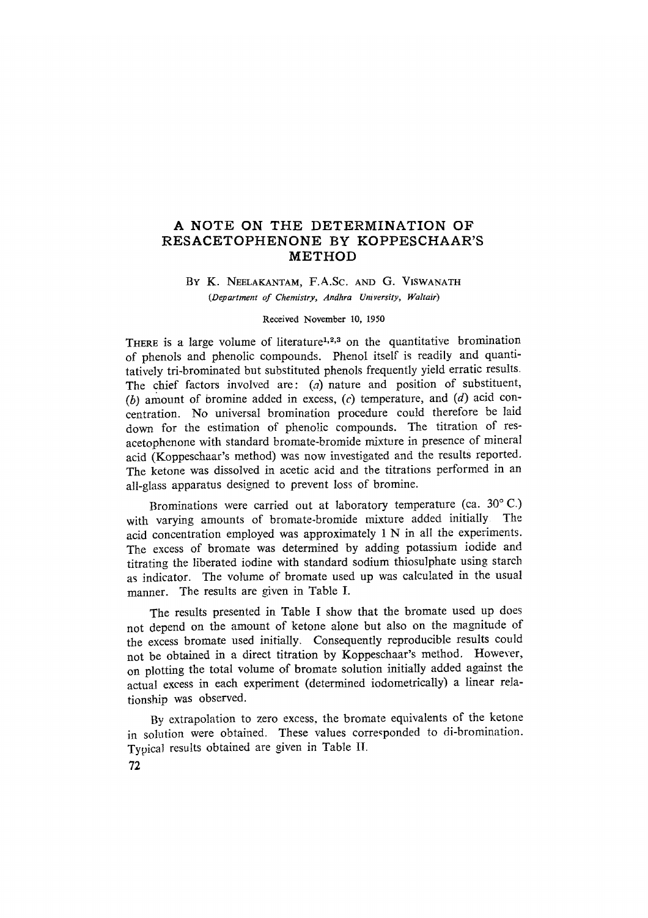# A NOTE ON THE DETERMINATION OF RESACETOPHENONE BY KOPPESCHAAR'S METHOD

BY K. NEELAKANTAM, F.A.SC. AND G. VISWANATH

*(Department of Chemistry, Andhra University, Waltair)*

Received November 10, 1950

THERE is a large volume of literature[1,2,3] on the quantitative bromination of phenols and phenolic compounds. Phenol itself is readily and quantitatively tri-brominated but substituted phenols frequently yield erratic results. The chief factors involved are: (*a*) nature and position of substituent, (*b*) amount of bromine added in excess, (*c*) temperature, and (*d*) acid concentration. No universal bromination procedure could therefore be laid down for the estimation of phenolic compounds. The titration of resacetophenone with standard bromate-bromide mixture in presence of mineral acid (Koppeschaar's method) was now investigated and the results reported. The ketone was dissolved in acetic acid and the titrations performed in an all-glass apparatus designed to prevent loss of bromine.

Brominations were carried out at laboratory temperature (ca. 30° C.) with varying amounts of bromate-bromide mixture added initially. The acid concentration employed was approximately 1 N in all the experiments. The excess of bromate was determined by adding potassium iodide and titrating the liberated iodine with standard sodium thiosulphate using starch as indicator. The volume of bromate used up was calculated in the usual manner. The results are given in Table I.

The results presented in Table I show that the bromate used up does not depend on the amount of ketone alone but also on the magnitude of the excess bromate used initially. Consequently reproducible results could not be obtained in a direct titration by Koppeschaar's method. However, on plotting the total volume of bromate solution initially added against the actual excess in each experiment (determined iodometrically) a linear relationship was observed.

By extrapolation to zero excess, the bromate equivalents of the ketone in solution were obtained. These values corresponded to di-bromination. Typical results obtained are given in Table II.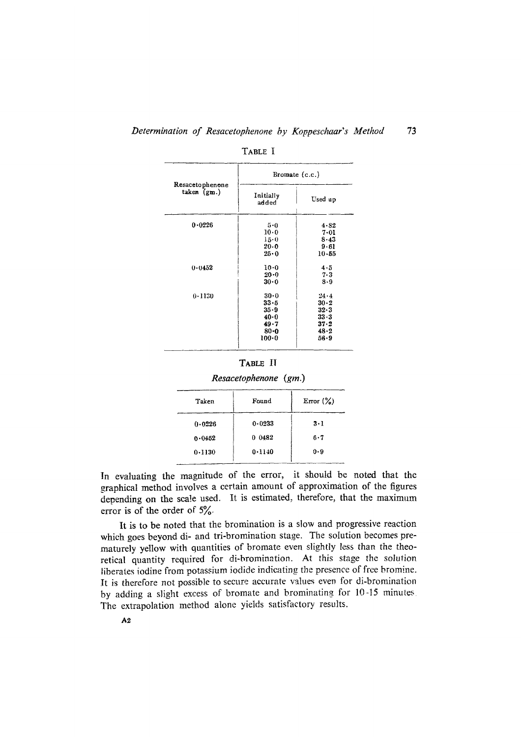TABLE I

| Resacetophenone taken (gm.) | Bromate (c.c.) | |
|---|---|---|
| | Initially added | Used up |
| 0·0226 | 5·0 | 4·82 |
| | 10·0 | 7·01 |
| | 15·0 | 8·43 |
| | 20·0 | 9·61 |
| | 25·0 | 10·55 |
| 0·0452 | 10·0 | 4·5 |
| | 20·0 | 7·3 |
| | 30·0 | 8·9 |
| 0·1130 | 30·0 | 24·4 |
| | 33·5 | 30·2 |
| | 35·9 | 32·3 |
| | 40·0 | 33·3 |
| | 49·7 | 37·2 |
| | 80·0 | 48·2 |
| | 100·0 | 56·9 |

TABLE II

*Resacetophenone (gm.)*

| Taken | Found | Error (%) |
|---|---|---|
| 0·0226 | 0·0233 | 3·1 |
| 0·0452 | 0 0482 | 6·7 |
| 0·1130 | 0·1140 | 0·9 |

In evaluating the magnitude of the error, it should be noted that the graphical method involves a certain amount of approximation of the figures depending on the scale used. It is estimated, therefore, that the maximum error is of the order of 5%.

It is to be noted that the bromination is a slow and progressive reaction which goes beyond di- and tri-bromination stage. The solution becomes prematurely yellow with quantities of bromate even slightly less than the theoretical quantity required for di-bromination. At this stage the solution liberates iodine from potassium iodide indicating the presence of free bromine. It is therefore not possible to secure accurate values even for di-bromination by adding a slight excess of bromate and brominating for 10-15 minutes. The extrapolation method alone yields satisfactory results.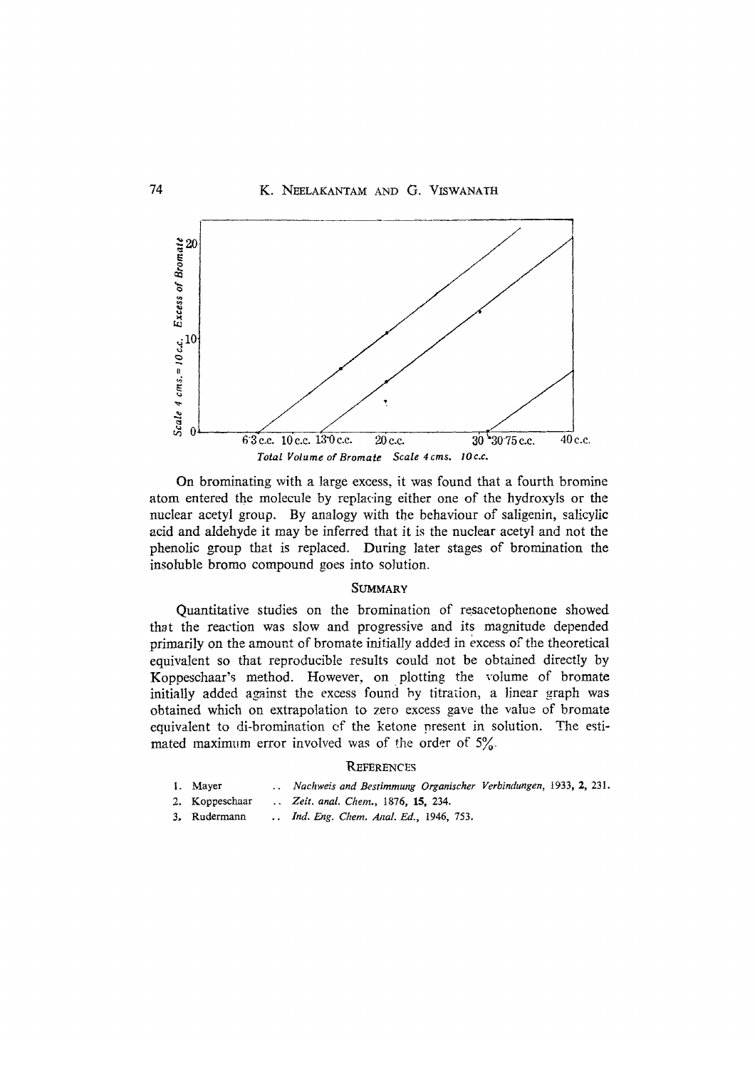Scale 4 cms. = 10 c.c. Excess of Bromate

20

10

0

6·3 c.c. 10 c.c. 13·0 c.c. 20 c.c. 30 30·75 c.c. 40 c.c.

*Total Volume of Bromate Scale 4 cms. 10 c.c.*

On brominating with a large excess, it was found that a fourth bromine atom entered the molecule by replacing either one of the hydroxyls or the nuclear acetyl group. By analogy with the behaviour of saligenin, salicylic acid and aldehyde it may be inferred that it is the nuclear acetyl and not the phenolic group that is replaced. During later stages of bromination the insoluble bromo compound goes into solution.

## Summary

Quantitative studies on the bromination of resacetophenone showed that the reaction was slow and progressive and its magnitude depended primarily on the amount of bromate initially added in excess of the theoretical equivalent so that reproducible results could not be obtained directly by Koppeschaar's method. However, on plotting the volume of bromate initially added against the excess found by titration, a linear graph was obtained which on extrapolation to zero excess gave the value of bromate equivalent to di-bromination of the ketone present in solution. The estimated maximum error involved was of the order of 5%.

## References

1. Mayer .. *Nachweis and Bestimmung Organischer Verbindungen*, 1933, **2**, 231.
2. Koppeschaar .. *Zeit. anal. Chem.*, 1876, **15**, 234.
3. Rudermann .. *Ind. Eng. Chem. Anal. Ed.*, 1946, 753.